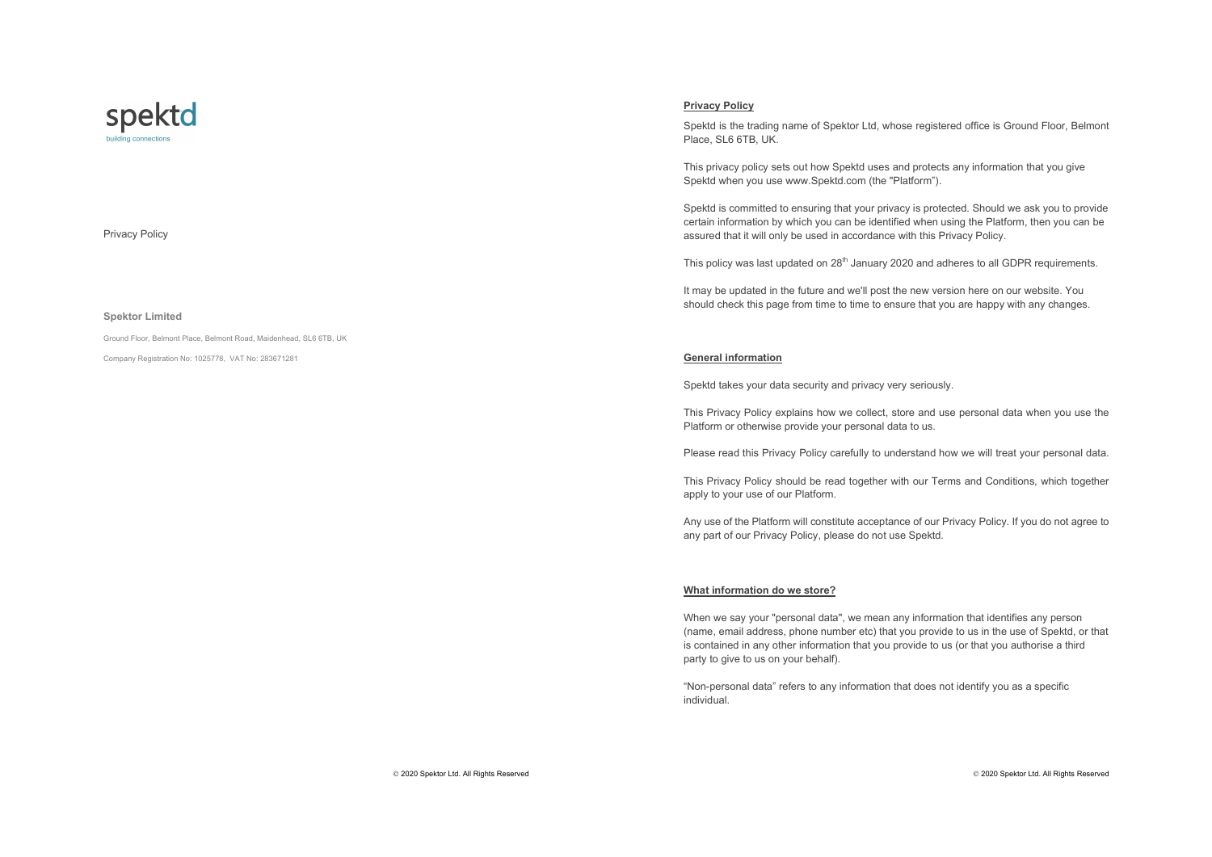spektd

building connections

Privacy Policy

**Spektor Limited**

Ground Floor, Belmont Place, Belmont Road, Maidenhead, SL6 6TB, UK

Company Registration No: 1025778, VAT No: 283671281

## Privacy Policy

Spektd is the trading name of Spektor Ltd, whose registered office is Ground Floor, Belmont Place, SL6 6TB, UK.

This privacy policy sets out how Spektd uses and protects any information that you give Spektd when you use www.Spektd.com (the "Platform").

Spektd is committed to ensuring that your privacy is protected. Should we ask you to provide certain information by which you can be identified when using the Platform, then you can be assured that it will only be used in accordance with this Privacy Policy.

This policy was last updated on 28th January 2020 and adheres to all GDPR requirements.

It may be updated in the future and we'll post the new version here on our website. You should check this page from time to time to ensure that you are happy with any changes.

## General information

Spektd takes your data security and privacy very seriously.

This Privacy Policy explains how we collect, store and use personal data when you use the Platform or otherwise provide your personal data to us.

Please read this Privacy Policy carefully to understand how we will treat your personal data.

This Privacy Policy should be read together with our Terms and Conditions, which together apply to your use of our Platform.

Any use of the Platform will constitute acceptance of our Privacy Policy. If you do not agree to any part of our Privacy Policy, please do not use Spektd.

## What information do we store?

When we say your "personal data", we mean any information that identifies any person (name, email address, phone number etc) that you provide to us in the use of Spektd, or that is contained in any other information that you provide to us (or that you authorise a third party to give to us on your behalf).

"Non-personal data" refers to any information that does not identify you as a specific individual.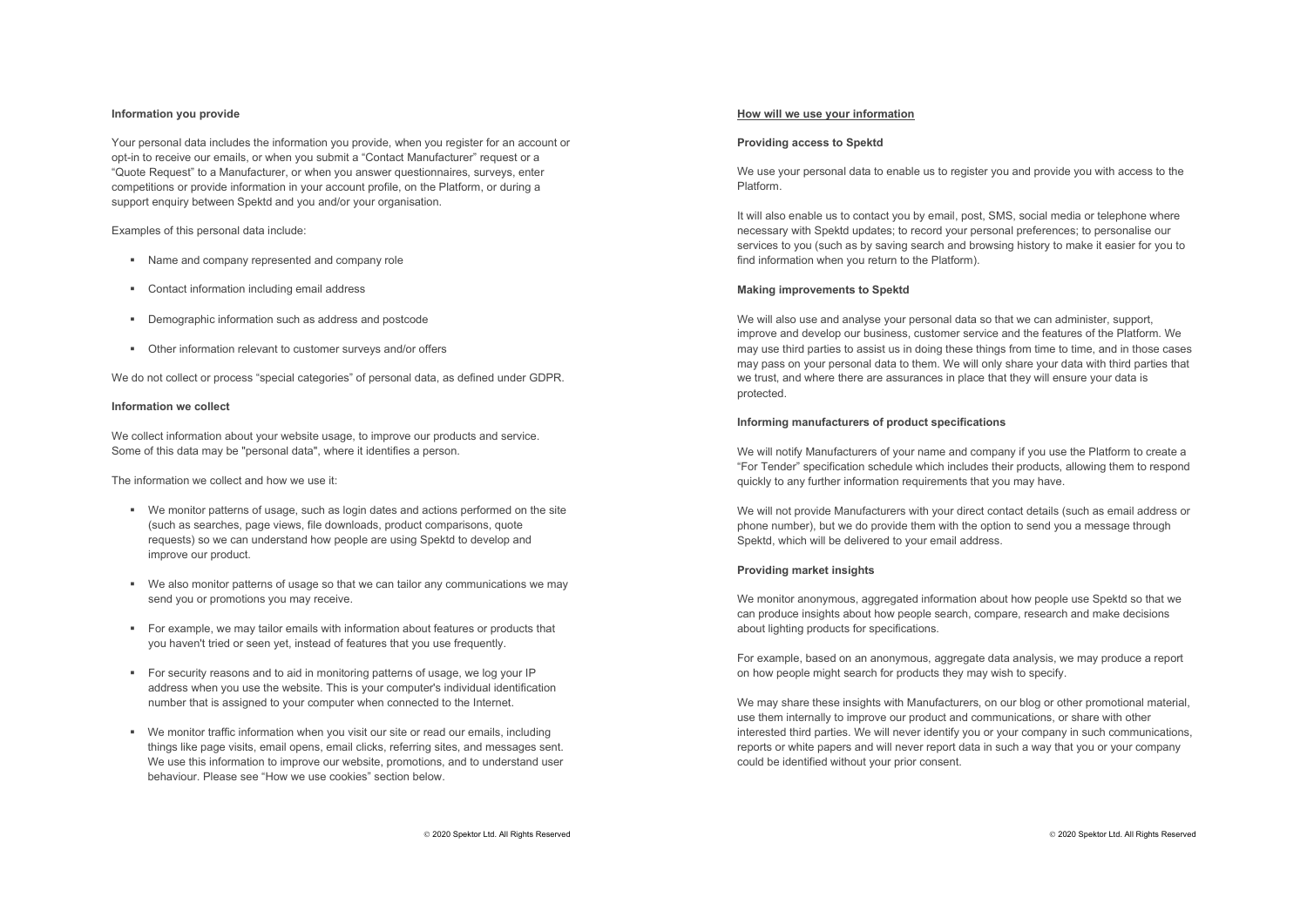### Information you provide

Your personal data includes the information you provide, when you register for an account or opt-in to receive our emails, or when you submit a "Contact Manufacturer" request or a "Quote Request" to a Manufacturer, or when you answer questionnaires, surveys, enter competitions or provide information in your account profile, on the Platform, or during a support enquiry between Spektd and you and/or your organisation.

Examples of this personal data include:

- Name and company represented and company role
- Contact information including email address
- Demographic information such as address and postcode
- Other information relevant to customer surveys and/or offers

We do not collect or process "special categories" of personal data, as defined under GDPR.

### Information we collect

We collect information about your website usage, to improve our products and service. Some of this data may be "personal data", where it identifies a person.

The information we collect and how we use it:

- We monitor patterns of usage, such as login dates and actions performed on the site (such as searches, page views, file downloads, product comparisons, quote requests) so we can understand how people are using Spektd to develop and improve our product.
- We also monitor patterns of usage so that we can tailor any communications we may send you or promotions you may receive.
- For example, we may tailor emails with information about features or products that you haven't tried or seen yet, instead of features that you use frequently.
- For security reasons and to aid in monitoring patterns of usage, we log your IP address when you use the website. This is your computer's individual identification number that is assigned to your computer when connected to the Internet.
- We monitor traffic information when you visit our site or read our emails, including things like page visits, email opens, email clicks, referring sites, and messages sent. We use this information to improve our website, promotions, and to understand user behaviour. Please see "How we use cookies" section below.

## How will we use your information

### Providing access to Spektd

We use your personal data to enable us to register you and provide you with access to the Platform.

It will also enable us to contact you by email, post, SMS, social media or telephone where necessary with Spektd updates; to record your personal preferences; to personalise our services to you (such as by saving search and browsing history to make it easier for you to find information when you return to the Platform).

### Making improvements to Spektd

We will also use and analyse your personal data so that we can administer, support, improve and develop our business, customer service and the features of the Platform. We may use third parties to assist us in doing these things from time to time, and in those cases may pass on your personal data to them. We will only share your data with third parties that we trust, and where there are assurances in place that they will ensure your data is protected.

### Informing manufacturers of product specifications

We will notify Manufacturers of your name and company if you use the Platform to create a "For Tender" specification schedule which includes their products, allowing them to respond quickly to any further information requirements that you may have.

We will not provide Manufacturers with your direct contact details (such as email address or phone number), but we do provide them with the option to send you a message through Spektd, which will be delivered to your email address.

### Providing market insights

We monitor anonymous, aggregated information about how people use Spektd so that we can produce insights about how people search, compare, research and make decisions about lighting products for specifications.

For example, based on an anonymous, aggregate data analysis, we may produce a report on how people might search for products they may wish to specify.

We may share these insights with Manufacturers, on our blog or other promotional material, use them internally to improve our product and communications, or share with other interested third parties. We will never identify you or your company in such communications, reports or white papers and will never report data in such a way that you or your company could be identified without your prior consent.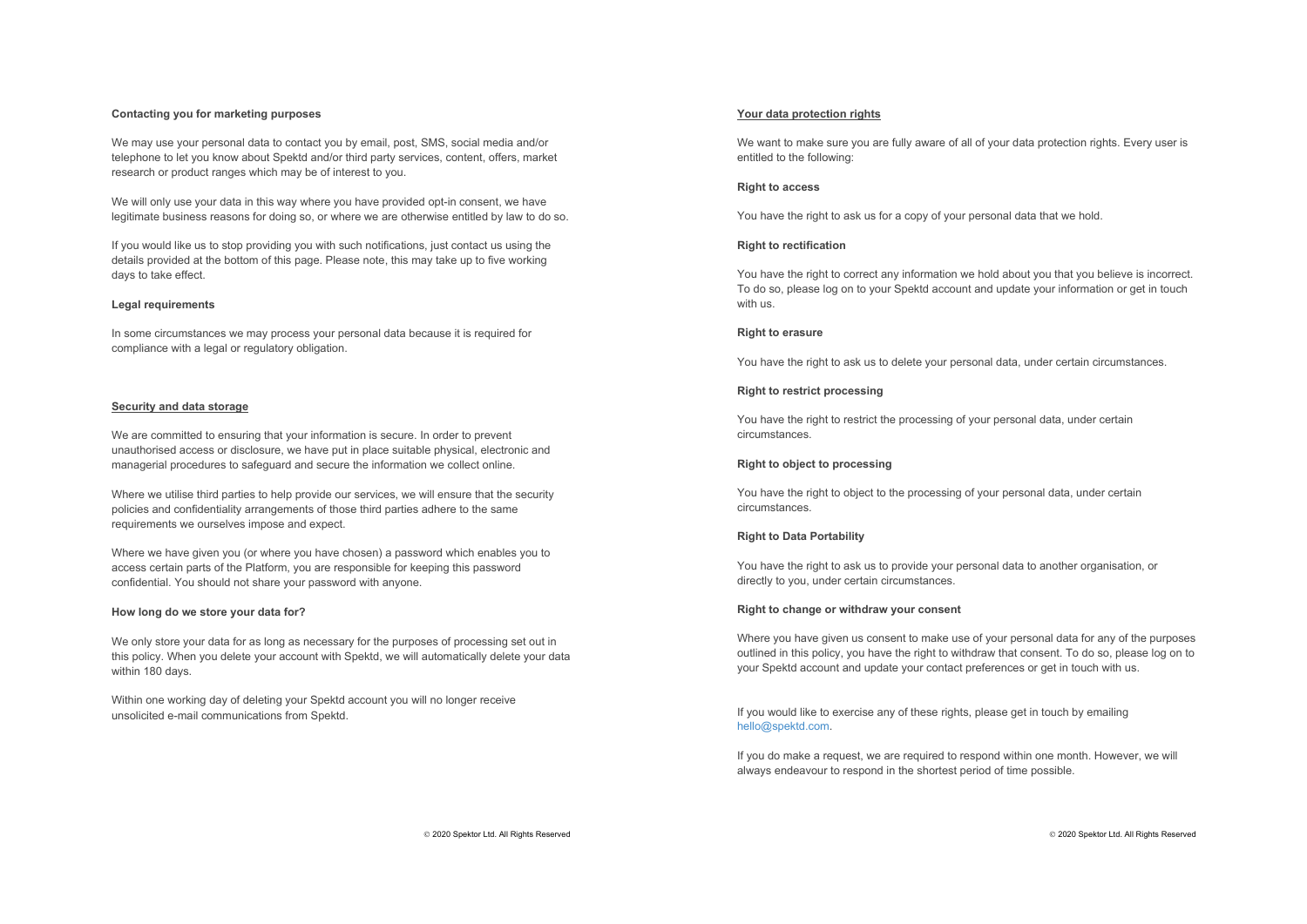### Contacting you for marketing purposes

We may use your personal data to contact you by email, post, SMS, social media and/or telephone to let you know about Spektd and/or third party services, content, offers, market research or product ranges which may be of interest to you.

We will only use your data in this way where you have provided opt-in consent, we have legitimate business reasons for doing so, or where we are otherwise entitled by law to do so.

If you would like us to stop providing you with such notifications, just contact us using the details provided at the bottom of this page. Please note, this may take up to five working days to take effect.

### Legal requirements

In some circumstances we may process your personal data because it is required for compliance with a legal or regulatory obligation.

## Security and data storage

We are committed to ensuring that your information is secure. In order to prevent unauthorised access or disclosure, we have put in place suitable physical, electronic and managerial procedures to safeguard and secure the information we collect online.

Where we utilise third parties to help provide our services, we will ensure that the security policies and confidentiality arrangements of those third parties adhere to the same requirements we ourselves impose and expect.

Where we have given you (or where you have chosen) a password which enables you to access certain parts of the Platform, you are responsible for keeping this password confidential. You should not share your password with anyone.

### How long do we store your data for?

We only store your data for as long as necessary for the purposes of processing set out in this policy. When you delete your account with Spektd, we will automatically delete your data within 180 days.

Within one working day of deleting your Spektd account you will no longer receive unsolicited e-mail communications from Spektd.

## Your data protection rights

We want to make sure you are fully aware of all of your data protection rights. Every user is entitled to the following:

### Right to access

You have the right to ask us for a copy of your personal data that we hold.

### Right to rectification

You have the right to correct any information we hold about you that you believe is incorrect. To do so, please log on to your Spektd account and update your information or get in touch with us.

### Right to erasure

You have the right to ask us to delete your personal data, under certain circumstances.

### Right to restrict processing

You have the right to restrict the processing of your personal data, under certain circumstances.

### Right to object to processing

You have the right to object to the processing of your personal data, under certain circumstances.

### Right to Data Portability

You have the right to ask us to provide your personal data to another organisation, or directly to you, under certain circumstances.

### Right to change or withdraw your consent

Where you have given us consent to make use of your personal data for any of the purposes outlined in this policy, you have the right to withdraw that consent. To do so, please log on to your Spektd account and update your contact preferences or get in touch with us.

If you would like to exercise any of these rights, please get in touch by emailing hello@spektd.com.

If you do make a request, we are required to respond within one month. However, we will always endeavour to respond in the shortest period of time possible.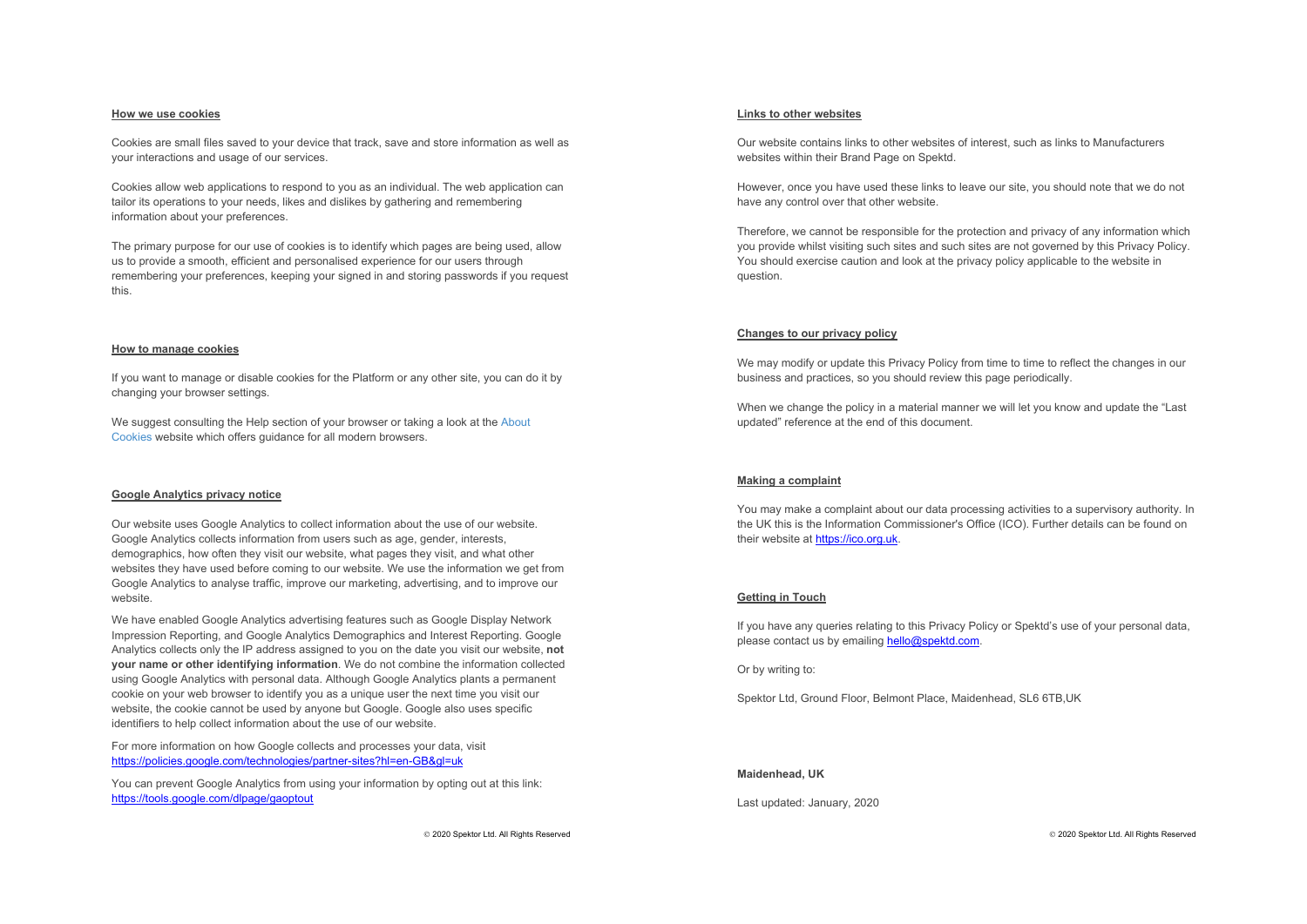## How we use cookies

Cookies are small files saved to your device that track, save and store information as well as your interactions and usage of our services.

Cookies allow web applications to respond to you as an individual. The web application can tailor its operations to your needs, likes and dislikes by gathering and remembering information about your preferences.

The primary purpose for our use of cookies is to identify which pages are being used, allow us to provide a smooth, efficient and personalised experience for our users through remembering your preferences, keeping your signed in and storing passwords if you request this.

## How to manage cookies

If you want to manage or disable cookies for the Platform or any other site, you can do it by changing your browser settings.

We suggest consulting the Help section of your browser or taking a look at the About Cookies website which offers guidance for all modern browsers.

## Google Analytics privacy notice

Our website uses Google Analytics to collect information about the use of our website. Google Analytics collects information from users such as age, gender, interests, demographics, how often they visit our website, what pages they visit, and what other websites they have used before coming to our website. We use the information we get from Google Analytics to analyse traffic, improve our marketing, advertising, and to improve our website.

We have enabled Google Analytics advertising features such as Google Display Network Impression Reporting, and Google Analytics Demographics and Interest Reporting. Google Analytics collects only the IP address assigned to you on the date you visit our website, **not your name or other identifying information**. We do not combine the information collected using Google Analytics with personal data. Although Google Analytics plants a permanent cookie on your web browser to identify you as a unique user the next time you visit our website, the cookie cannot be used by anyone but Google. Google also uses specific identifiers to help collect information about the use of our website.

For more information on how Google collects and processes your data, visit https://policies.google.com/technologies/partner-sites?hl=en-GB&gl=uk

You can prevent Google Analytics from using your information by opting out at this link: https://tools.google.com/dlpage/gaoptout

## Links to other websites

Our website contains links to other websites of interest, such as links to Manufacturers websites within their Brand Page on Spektd.

However, once you have used these links to leave our site, you should note that we do not have any control over that other website.

Therefore, we cannot be responsible for the protection and privacy of any information which you provide whilst visiting such sites and such sites are not governed by this Privacy Policy. You should exercise caution and look at the privacy policy applicable to the website in question.

## Changes to our privacy policy

We may modify or update this Privacy Policy from time to time to reflect the changes in our business and practices, so you should review this page periodically.

When we change the policy in a material manner we will let you know and update the "Last updated" reference at the end of this document.

## Making a complaint

You may make a complaint about our data processing activities to a supervisory authority. In the UK this is the Information Commissioner's Office (ICO). Further details can be found on their website at https://ico.org.uk.

## Getting in Touch

If you have any queries relating to this Privacy Policy or Spektd's use of your personal data, please contact us by emailing hello@spektd.com.

Or by writing to:

Spektor Ltd, Ground Floor, Belmont Place, Maidenhead, SL6 6TB,UK

**Maidenhead, UK**

Last updated: January, 2020